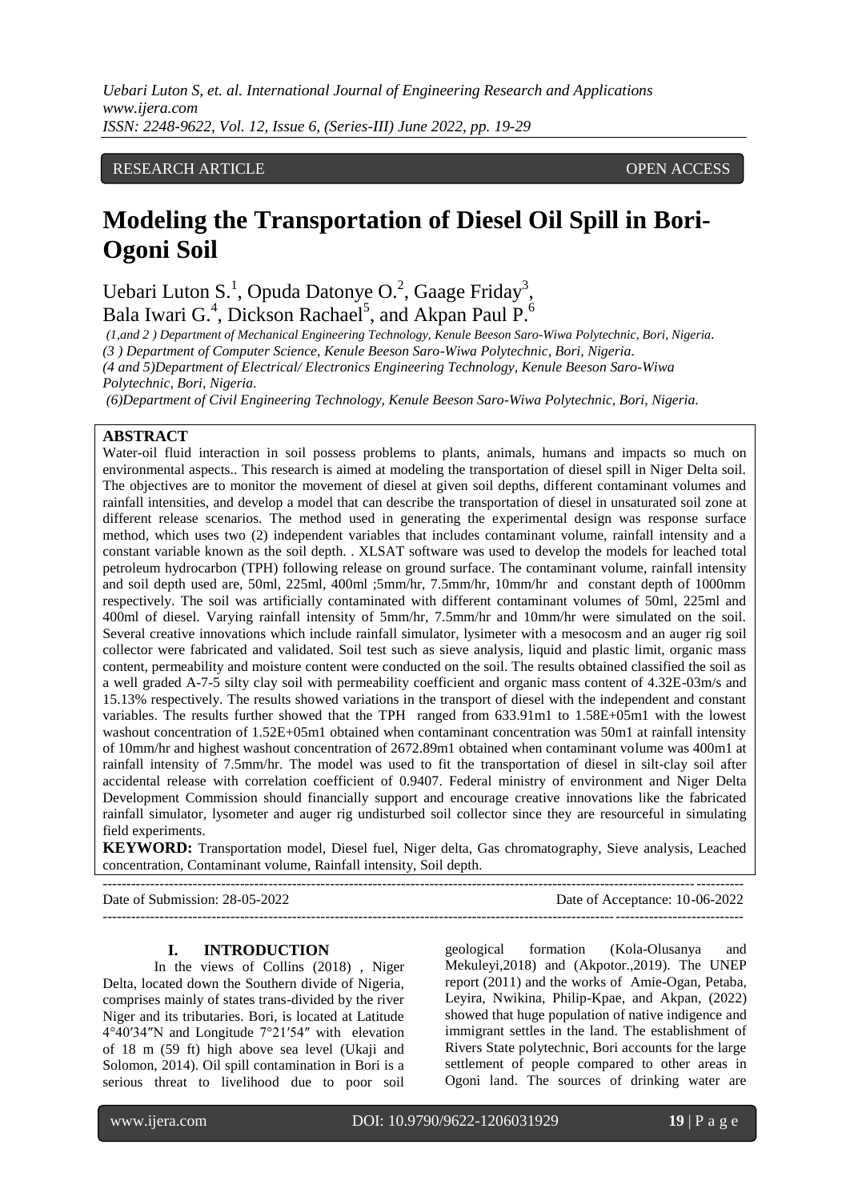RESEARCH ARTICLE OPEN ACCESS

# Modeling the Transportation of Diesel Oil Spill in Bori-Ogoni Soil

Uebari Luton S.[1], Opuda Datonye O.[2], Gaage Friday[3], Bala Iwari G.[4], Dickson Rachael[5], and Akpan Paul P.[6]

*(1,and 2 ) Department of Mechanical Engineering Technology, Kenule Beeson Saro-Wiwa Polytechnic, Bori, Nigeria.*
*(3 ) Department of Computer Science, Kenule Beeson Saro-Wiwa Polytechnic, Bori, Nigeria.*
*(4 and 5)Department of Electrical/ Electronics Engineering Technology, Kenule Beeson Saro-Wiwa Polytechnic, Bori, Nigeria.*
*(6)Department of Civil Engineering Technology, Kenule Beeson Saro-Wiwa Polytechnic, Bori, Nigeria.*

## ABSTRACT

Water-oil fluid interaction in soil possess problems to plants, animals, humans and impacts so much on environmental aspects.. This research is aimed at modeling the transportation of diesel spill in Niger Delta soil. The objectives are to monitor the movement of diesel at given soil depths, different contaminant volumes and rainfall intensities, and develop a model that can describe the transportation of diesel in unsaturated soil zone at different release scenarios. The method used in generating the experimental design was response surface method, which uses two (2) independent variables that includes contaminant volume, rainfall intensity and a constant variable known as the soil depth. . XLSAT software was used to develop the models for leached total petroleum hydrocarbon (TPH) following release on ground surface. The contaminant volume, rainfall intensity and soil depth used are, 50ml, 225ml, 400ml ;5mm/hr, 7.5mm/hr, 10mm/hr and constant depth of 1000mm respectively. The soil was artificially contaminated with different contaminant volumes of 50ml, 225ml and 400ml of diesel. Varying rainfall intensity of 5mm/hr, 7.5mm/hr and 10mm/hr were simulated on the soil. Several creative innovations which include rainfall simulator, lysimeter with a mesocosm and an auger rig soil collector were fabricated and validated. Soil test such as sieve analysis, liquid and plastic limit, organic mass content, permeability and moisture content were conducted on the soil. The results obtained classified the soil as a well graded A-7-5 silty clay soil with permeability coefficient and organic mass content of 4.32E-03m/s and 15.13% respectively. The results showed variations in the transport of diesel with the independent and constant variables. The results further showed that the TPH ranged from 633.91m1 to 1.58E+05m1 with the lowest washout concentration of 1.52E+05m1 obtained when contaminant concentration was 50m1 at rainfall intensity of 10mm/hr and highest washout concentration of 2672.89m1 obtained when contaminant volume was 400m1 at rainfall intensity of 7.5mm/hr. The model was used to fit the transportation of diesel in silt-clay soil after accidental release with correlation coefficient of 0.9407. Federal ministry of environment and Niger Delta Development Commission should financially support and encourage creative innovations like the fabricated rainfall simulator, lysometer and auger rig undisturbed soil collector since they are resourceful in simulating field experiments.

**KEYWORD:** Transportation model, Diesel fuel, Niger delta, Gas chromatography, Sieve analysis, Leached concentration, Contaminant volume, Rainfall intensity, Soil depth.

---

Date of Submission: 28-05-2022 Date of Acceptance: 10-06-2022

---

## I. INTRODUCTION

In the views of Collins (2018) , Niger Delta, located down the Southern divide of Nigeria, comprises mainly of states trans-divided by the river Niger and its tributaries. Bori, is located at Latitude 4°40′34″N and Longitude 7°21′54″ with elevation of 18 m (59 ft) high above sea level (Ukaji and Solomon, 2014). Oil spill contamination in Bori is a serious threat to livelihood due to poor soil geological formation (Kola-Olusanya and Mekuleyi,2018) and (Akpotor.,2019). The UNEP report (2011) and the works of Amie-Ogan, Petaba, Leyira, Nwikina, Philip-Kpae, and Akpan, (2022) showed that huge population of native indigence and immigrant settles in the land. The establishment of Rivers State polytechnic, Bori accounts for the large settlement of people compared to other areas in Ogoni land. The sources of drinking water are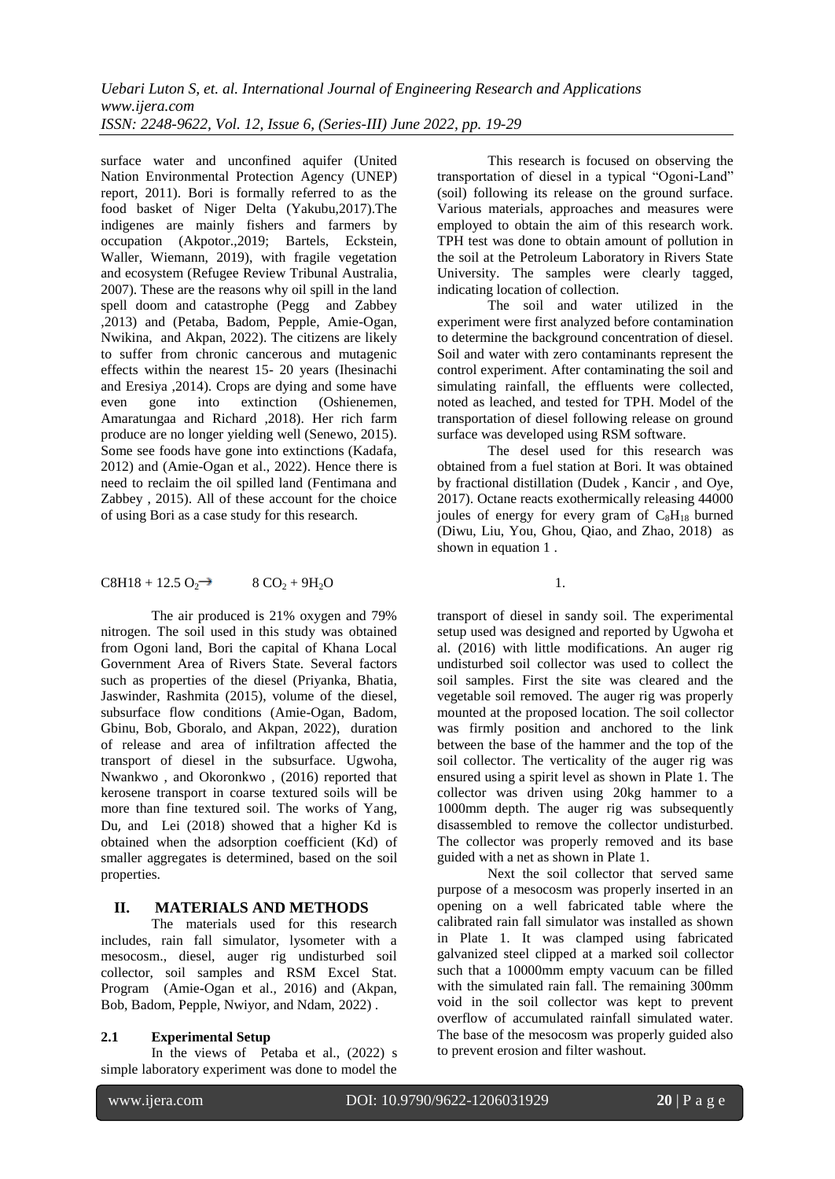surface water and unconfined aquifer (United Nation Environmental Protection Agency (UNEP) report, 2011). Bori is formally referred to as the food basket of Niger Delta (Yakubu,2017).The indigenes are mainly fishers and farmers by occupation (Akpotor.,2019; Bartels, Eckstein, Waller, Wiemann, 2019), with fragile vegetation and ecosystem (Refugee Review Tribunal Australia, 2007). These are the reasons why oil spill in the land spell doom and catastrophe (Pegg and Zabbey ,2013) and (Petaba, Badom, Pepple, Amie-Ogan, Nwikina, and Akpan, 2022). The citizens are likely to suffer from chronic cancerous and mutagenic effects within the nearest 15- 20 years (Ihesinachi and Eresiya ,2014). Crops are dying and some have even gone into extinction (Oshienemen, Amaratungaa and Richard ,2018). Her rich farm produce are no longer yielding well (Senewo, 2015). Some see foods have gone into extinctions (Kadafa, 2012) and (Amie-Ogan et al., 2022). Hence there is need to reclaim the oil spilled land (Fentimana and Zabbey , 2015). All of these account for the choice of using Bori as a case study for this research.

This research is focused on observing the transportation of diesel in a typical "Ogoni-Land" (soil) following its release on the ground surface. Various materials, approaches and measures were employed to obtain the aim of this research work. TPH test was done to obtain amount of pollution in the soil at the Petroleum Laboratory in Rivers State University. The samples were clearly tagged, indicating location of collection.

The soil and water utilized in the experiment were first analyzed before contamination to determine the background concentration of diesel. Soil and water with zero contaminants represent the control experiment. After contaminating the soil and simulating rainfall, the effluents were collected, noted as leached, and tested for TPH. Model of the transportation of diesel following release on ground surface was developed using RSM software.

The desel used for this research was obtained from a fuel station at Bori. It was obtained by fractional distillation (Dudek , Kancir , and Oye, 2017). Octane reacts exothermically releasing 44000 joules of energy for every gram of $C_8H_{18}$ burned (Diwu, Liu, You, Ghou, Qiao, and Zhao, 2018) as shown in equation 1 .

$$C8H18 + 12.5\, O_2 \rightarrow 8\, CO_2 + 9H_2O \qquad 1.$$

The air produced is 21% oxygen and 79% nitrogen. The soil used in this study was obtained from Ogoni land, Bori the capital of Khana Local Government Area of Rivers State. Several factors such as properties of the diesel (Priyanka, Bhatia, Jaswinder, Rashmita (2015), volume of the diesel, subsurface flow conditions (Amie-Ogan, Badom, Gbinu, Bob, Gboralo, and Akpan, 2022), duration of release and area of infiltration affected the transport of diesel in the subsurface. Ugwoha, Nwankwo , and Okoronkwo , (2016) reported that kerosene transport in coarse textured soils will be more than fine textured soil. The works of Yang, Du, and Lei (2018) showed that a higher Kd is obtained when the adsorption coefficient (Kd) of smaller aggregates is determined, based on the soil properties.

## II. MATERIALS AND METHODS

The materials used for this research includes, rain fall simulator, lysometer with a mesocosm., diesel, auger rig undisturbed soil collector, soil samples and RSM Excel Stat. Program (Amie-Ogan et al., 2016) and (Akpan, Bob, Badom, Pepple, Nwiyor, and Ndam, 2022) .

### 2.1 Experimental Setup

In the views of Petaba et al., (2022) s simple laboratory experiment was done to model the transport of diesel in sandy soil. The experimental setup used was designed and reported by Ugwoha et al. (2016) with little modifications. An auger rig undisturbed soil collector was used to collect the soil samples. First the site was cleared and the vegetable soil removed. The auger rig was properly mounted at the proposed location. The soil collector was firmly position and anchored to the link between the base of the hammer and the top of the soil collector. The verticality of the auger rig was ensured using a spirit level as shown in Plate 1. The collector was driven using 20kg hammer to a 1000mm depth. The auger rig was subsequently disassembled to remove the collector undisturbed. The collector was properly removed and its base guided with a net as shown in Plate 1.

Next the soil collector that served same purpose of a mesocosm was properly inserted in an opening on a well fabricated table where the calibrated rain fall simulator was installed as shown in Plate 1. It was clamped using fabricated galvanized steel clipped at a marked soil collector such that a 10000mm empty vacuum can be filled with the simulated rain fall. The remaining 300mm void in the soil collector was kept to prevent overflow of accumulated rainfall simulated water. The base of the mesocosm was properly guided also to prevent erosion and filter washout.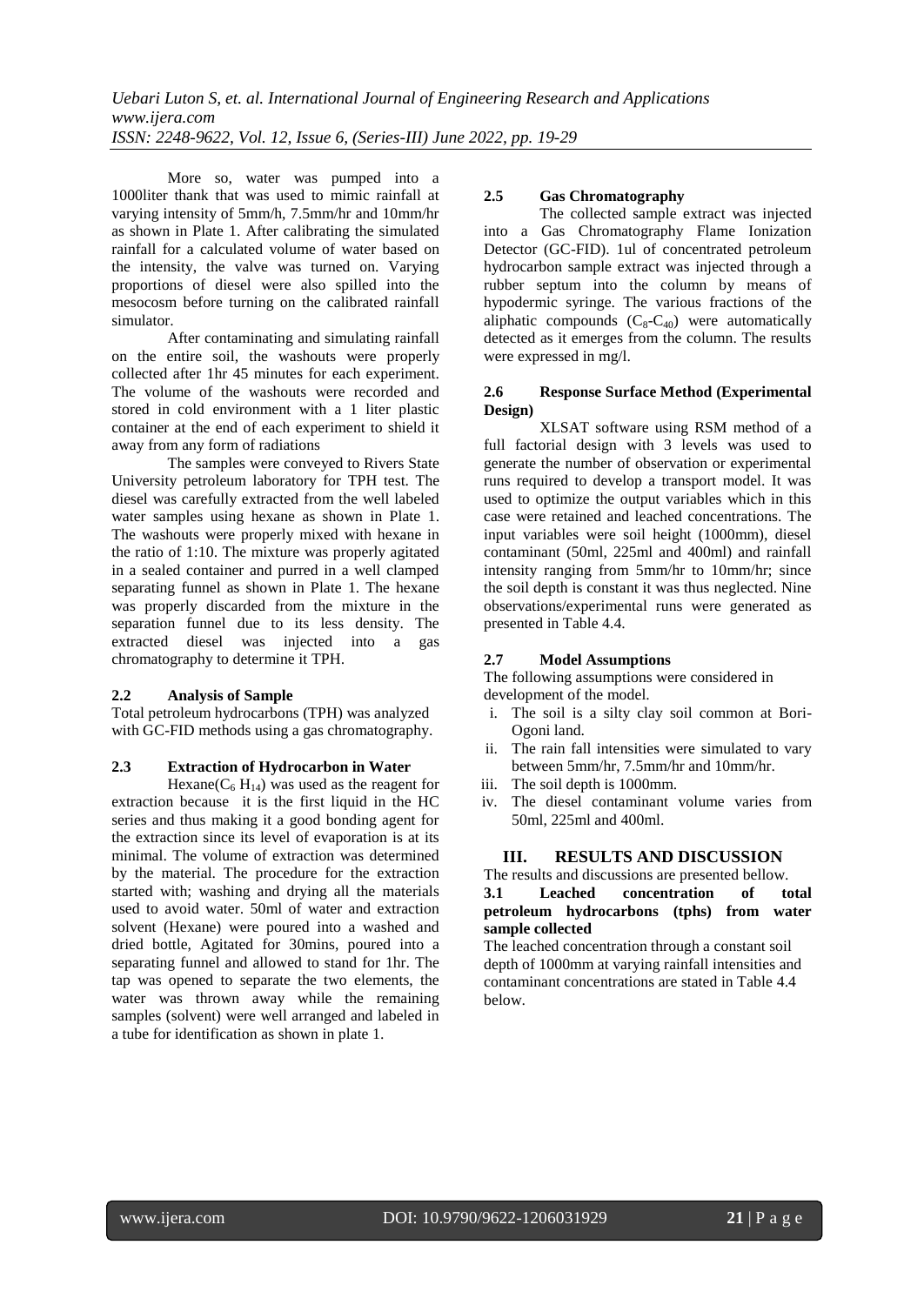More so, water was pumped into a 1000liter thank that was used to mimic rainfall at varying intensity of 5mm/h, 7.5mm/hr and 10mm/hr as shown in Plate 1. After calibrating the simulated rainfall for a calculated volume of water based on the intensity, the valve was turned on. Varying proportions of diesel were also spilled into the mesocosm before turning on the calibrated rainfall simulator.

After contaminating and simulating rainfall on the entire soil, the washouts were properly collected after 1hr 45 minutes for each experiment. The volume of the washouts were recorded and stored in cold environment with a 1 liter plastic container at the end of each experiment to shield it away from any form of radiations

The samples were conveyed to Rivers State University petroleum laboratory for TPH test. The diesel was carefully extracted from the well labeled water samples using hexane as shown in Plate 1. The washouts were properly mixed with hexane in the ratio of 1:10. The mixture was properly agitated in a sealed container and purred in a well clamped separating funnel as shown in Plate 1. The hexane was properly discarded from the mixture in the separation funnel due to its less density. The extracted diesel was injected into a gas chromatography to determine it TPH.

### 2.2 Analysis of Sample

Total petroleum hydrocarbons (TPH) was analyzed with GC-FID methods using a gas chromatography.

### 2.3 Extraction of Hydrocarbon in Water

Hexane($C_6 H_{14}$) was used as the reagent for extraction because it is the first liquid in the HC series and thus making it a good bonding agent for the extraction since its level of evaporation is at its minimal. The volume of extraction was determined by the material. The procedure for the extraction started with; washing and drying all the materials used to avoid water. 50ml of water and extraction solvent (Hexane) were poured into a washed and dried bottle, Agitated for 30mins, poured into a separating funnel and allowed to stand for 1hr. The tap was opened to separate the two elements, the water was thrown away while the remaining samples (solvent) were well arranged and labeled in a tube for identification as shown in plate 1.

### 2.5 Gas Chromatography

The collected sample extract was injected into a Gas Chromatography Flame Ionization Detector (GC-FID). 1ul of concentrated petroleum hydrocarbon sample extract was injected through a rubber septum into the column by means of hypodermic syringe. The various fractions of the aliphatic compounds ($C_8$-$C_{40}$) were automatically detected as it emerges from the column. The results were expressed in mg/l.

### 2.6 Response Surface Method (Experimental Design)

XLSAT software using RSM method of a full factorial design with 3 levels was used to generate the number of observation or experimental runs required to develop a transport model. It was used to optimize the output variables which in this case were retained and leached concentrations. The input variables were soil height (1000mm), diesel contaminant (50ml, 225ml and 400ml) and rainfall intensity ranging from 5mm/hr to 10mm/hr; since the soil depth is constant it was thus neglected. Nine observations/experimental runs were generated as presented in Table 4.4.

### 2.7 Model Assumptions

The following assumptions were considered in development of the model.

i. The soil is a silty clay soil common at Bori-Ogoni land.
ii. The rain fall intensities were simulated to vary between 5mm/hr, 7.5mm/hr and 10mm/hr.
iii. The soil depth is 1000mm.
iv. The diesel contaminant volume varies from 50ml, 225ml and 400ml.

## III. RESULTS AND DISCUSSION

The results and discussions are presented bellow.

### 3.1 Leached concentration of total petroleum hydrocarbons (tphs) from water sample collected

The leached concentration through a constant soil depth of 1000mm at varying rainfall intensities and contaminant concentrations are stated in Table 4.4 below.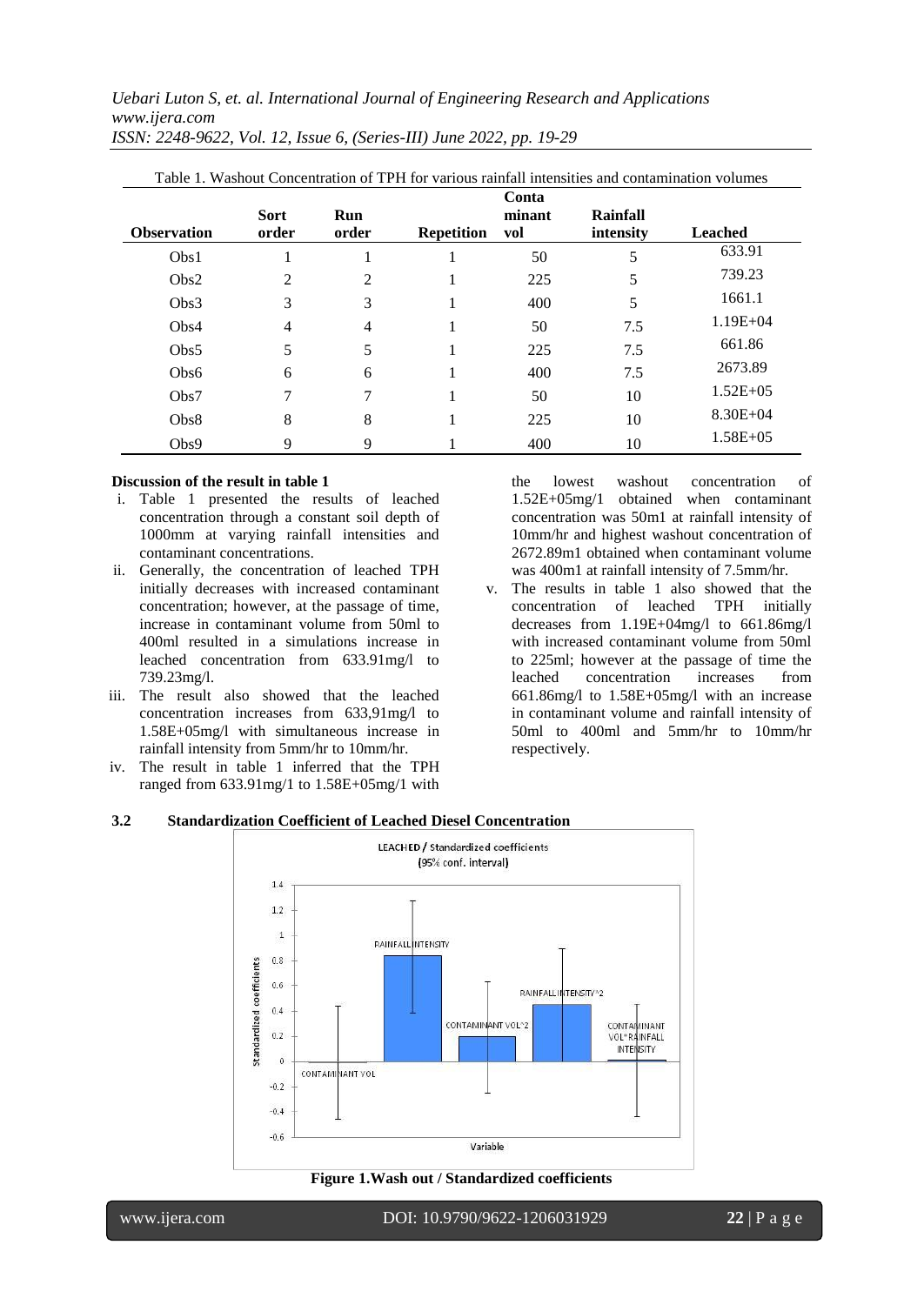Table 1. Washout Concentration of TPH for various rainfall intensities and contamination volumes

| Observation | Sort order | Run order | Repetition | Contaminant vol | Rainfall intensity | Leached |
|---|---|---|---|---|---|---|
| Obs1 | 1 | 1 | 1 | 50 | 5 | 633.91 |
| Obs2 | 2 | 2 | 1 | 225 | 5 | 739.23 |
| Obs3 | 3 | 3 | 1 | 400 | 5 | 1661.1 |
| Obs4 | 4 | 4 | 1 | 50 | 7.5 | 1.19E+04 |
| Obs5 | 5 | 5 | 1 | 225 | 7.5 | 661.86 |
| Obs6 | 6 | 6 | 1 | 400 | 7.5 | 2673.89 |
| Obs7 | 7 | 7 | 1 | 50 | 10 | 1.52E+05 |
| Obs8 | 8 | 8 | 1 | 225 | 10 | 8.30E+04 |
| Obs9 | 9 | 9 | 1 | 400 | 10 | 1.58E+05 |

**Discussion of the result in table 1**

i. Table 1 presented the results of leached concentration through a constant soil depth of 1000mm at varying rainfall intensities and contaminant concentrations.

ii. Generally, the concentration of leached TPH initially decreases with increased contaminant concentration; however, at the passage of time, increase in contaminant volume from 50ml to 400ml resulted in a simulations increase in leached concentration from 633.91mg/l to 739.23mg/l.

iii. The result also showed that the leached concentration increases from 633,91mg/l to 1.58E+05mg/l with simultaneous increase in rainfall intensity from 5mm/hr to 10mm/hr.

iv. The result in table 1 inferred that the TPH ranged from 633.91mg/1 to 1.58E+05mg/1 with the lowest washout concentration of 1.52E+05mg/1 obtained when contaminant concentration was 50m1 at rainfall intensity of 10mm/hr and highest washout concentration of 2672.89m1 obtained when contaminant volume was 400m1 at rainfall intensity of 7.5mm/hr.

v. The results in table 1 also showed that the concentration of leached TPH initially decreases from 1.19E+04mg/l to 661.86mg/l with increased contaminant volume from 50ml to 225ml; however at the passage of time the leached concentration increases from 661.86mg/l to 1.58E+05mg/l with an increase in contaminant volume and rainfall intensity of 50ml to 400ml and 5mm/hr to 10mm/hr respectively.

### 3.2 Standardization Coefficient of Leached Diesel Concentration

**Figure 1.Wash out / Standardized coefficients**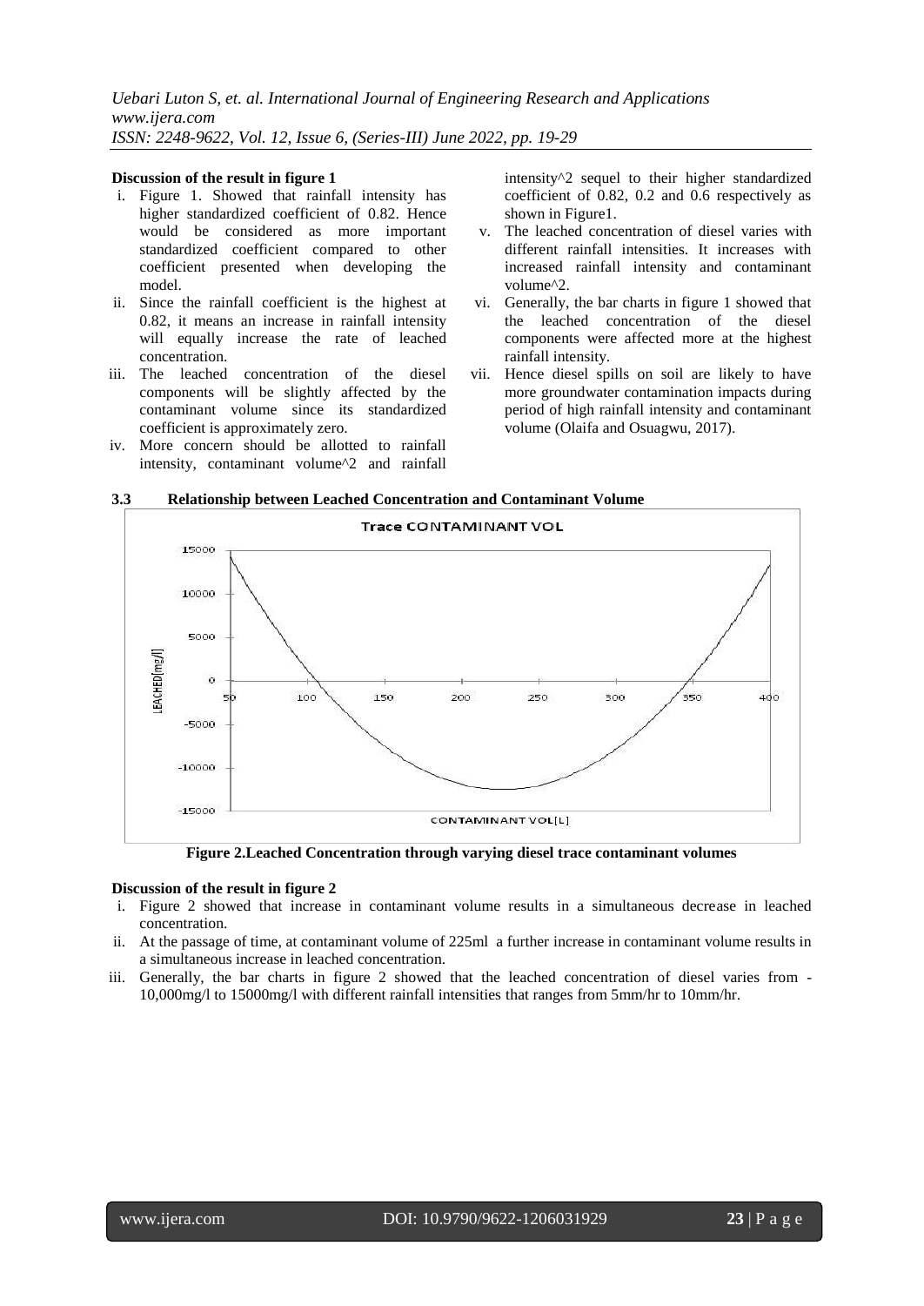**Discussion of the result in figure 1**

i. Figure 1. Showed that rainfall intensity has higher standardized coefficient of 0.82. Hence would be considered as more important standardized coefficient compared to other coefficient presented when developing the model.
ii. Since the rainfall coefficient is the highest at 0.82, it means an increase in rainfall intensity will equally increase the rate of leached concentration.
iii. The leached concentration of the diesel components will be slightly affected by the contaminant volume since its standardized coefficient is approximately zero.
iv. More concern should be allotted to rainfall intensity, contaminant volume^2 and rainfall intensity^2 sequel to their higher standardized coefficient of 0.82, 0.2 and 0.6 respectively as shown in Figure1.
v. The leached concentration of diesel varies with different rainfall intensities. It increases with increased rainfall intensity and contaminant volume^2.
vi. Generally, the bar charts in figure 1 showed that the leached concentration of the diesel components were affected more at the highest rainfall intensity.
vii. Hence diesel spills on soil are likely to have more groundwater contamination impacts during period of high rainfall intensity and contaminant volume (Olaifa and Osuagwu, 2017).

### 3.3 Relationship between Leached Concentration and Contaminant Volume

**Figure 2.Leached Concentration through varying diesel trace contaminant volumes**

**Discussion of the result in figure 2**

i. Figure 2 showed that increase in contaminant volume results in a simultaneous decrease in leached concentration.
ii. At the passage of time, at contaminant volume of 225ml a further increase in contaminant volume results in a simultaneous increase in leached concentration.
iii. Generally, the bar charts in figure 2 showed that the leached concentration of diesel varies from -10,000mg/l to 15000mg/l with different rainfall intensities that ranges from 5mm/hr to 10mm/hr.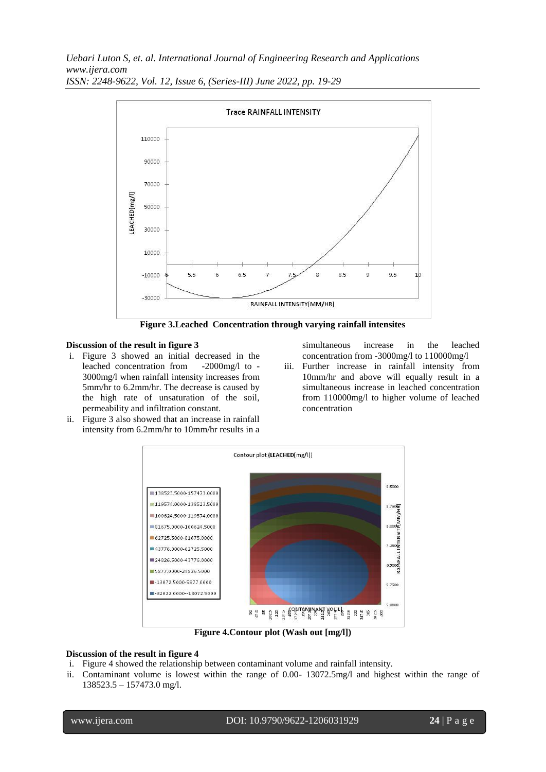**Figure 3.Leached Concentration through varying rainfall intensites**

**Discussion of the result in figure 3**

i. Figure 3 showed an initial decreased in the leached concentration from -2000mg/l to -3000mg/l when rainfall intensity increases from 5mm/hr to 6.2mm/hr. The decrease is caused by the high rate of unsaturation of the soil, permeability and infiltration constant.

ii. Figure 3 also showed that an increase in rainfall intensity from 6.2mm/hr to 10mm/hr results in a simultaneous increase in the leached concentration from -3000mg/l to 110000mg/l

iii. Further increase in rainfall intensity from 10mm/hr and above will equally result in a simultaneous increase in leached concentration from 110000mg/l to higher volume of leached concentration

**Figure 4.Contour plot (Wash out [mg/l])**

**Discussion of the result in figure 4**

i. Figure 4 showed the relationship between contaminant volume and rainfall intensity.

ii. Contaminant volume is lowest within the range of 0.00- 13072.5mg/l and highest within the range of 138523.5 – 157473.0 mg/l.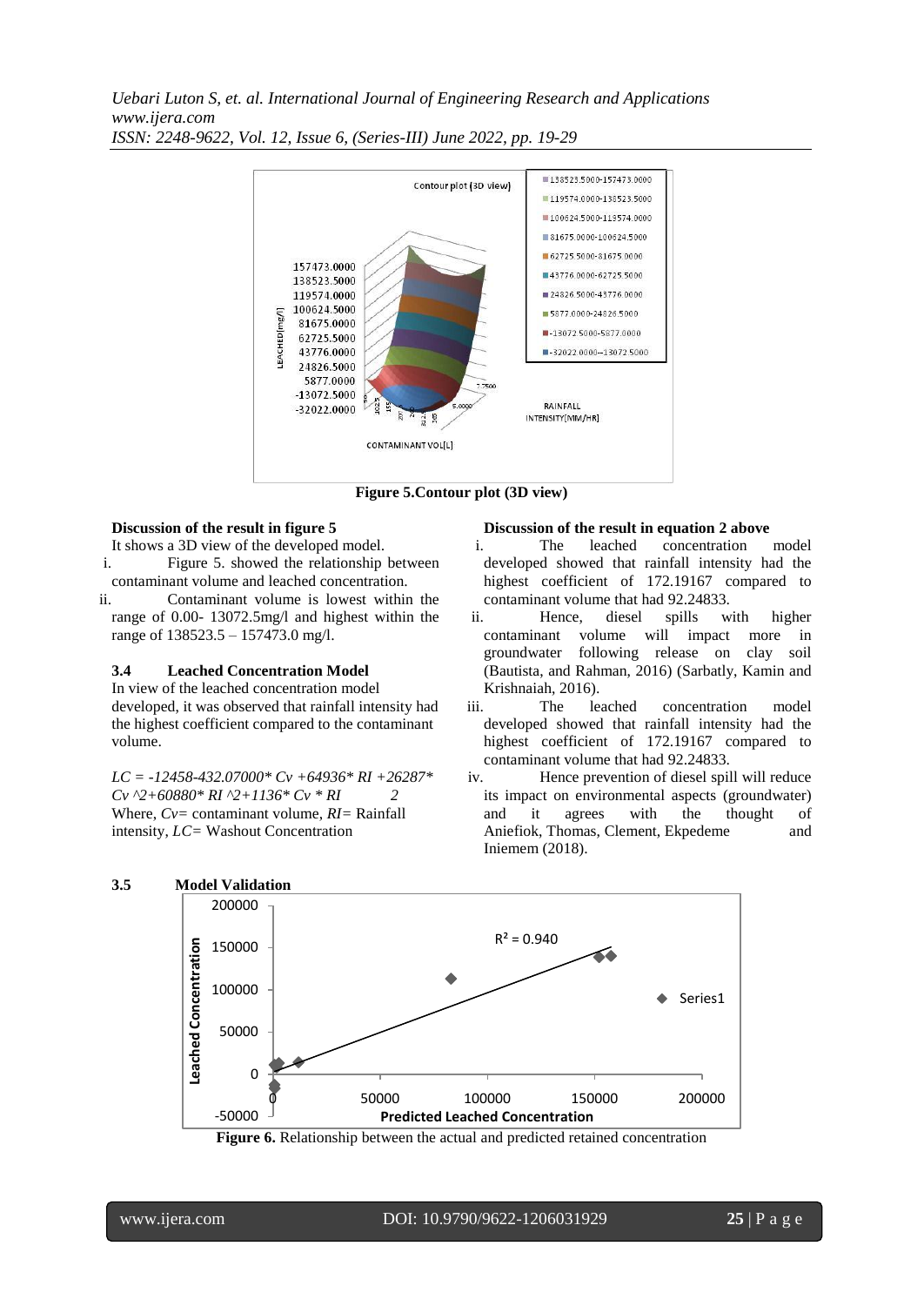Figure 5.Contour plot (3D view)

**Discussion of the result in figure 5**

It shows a 3D view of the developed model.

i. Figure 5. showed the relationship between contaminant volume and leached concentration.

ii. Contaminant volume is lowest within the range of 0.00- 13072.5mg/l and highest within the range of 138523.5 – 157473.0 mg/l.

### 3.4 Leached Concentration Model

In view of the leached concentration model developed, it was observed that rainfall intensity had the highest coefficient compared to the contaminant volume.

$$LC = -12458-432.07000*Cv +64936*RI +26287*Cv^2+60880*RI^2+1136*Cv*RI \quad (2)$$

Where, $Cv$= contaminant volume, $RI$= Rainfall intensity, $LC$= Washout Concentration

**Discussion of the result in equation 2 above**

i. The leached concentration model developed showed that rainfall intensity had the highest coefficient of 172.19167 compared to contaminant volume that had 92.24833.

ii. Hence, diesel spills with higher contaminant volume will impact more in groundwater following release on clay soil (Bautista, and Rahman, 2016) (Sarbatly, Kamin and Krishnaiah, 2016).

iii. The leached concentration model developed showed that rainfall intensity had the highest coefficient of 172.19167 compared to contaminant volume that had 92.24833.

iv. Hence prevention of diesel spill will reduce its impact on environmental aspects (groundwater) and it agrees with the thought of Aniefiok, Thomas, Clement, Ekpedeme and Iniemem (2018).

### 3.5 Model Validation

**Figure 6.** Relationship between the actual and predicted retained concentration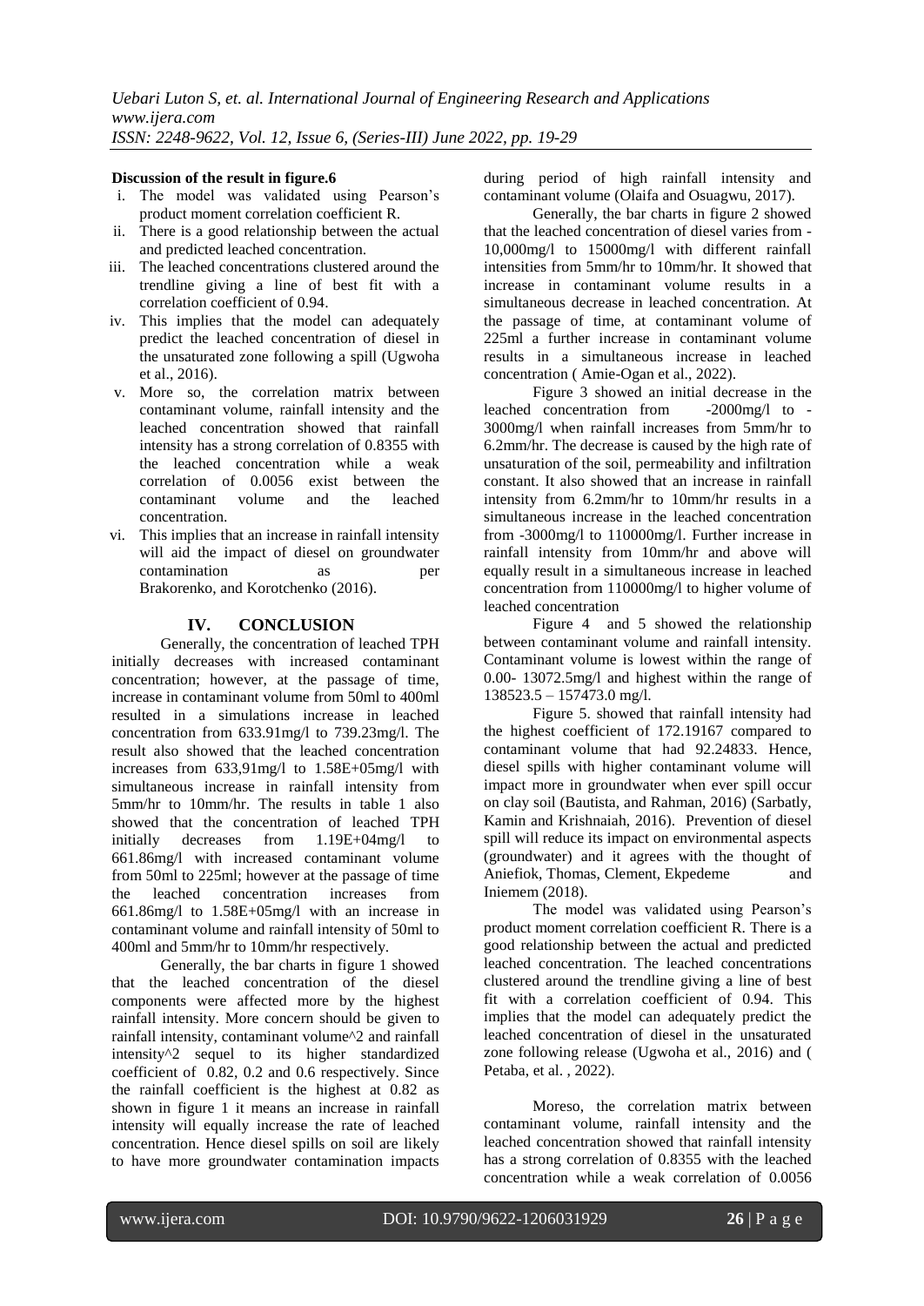**Discussion of the result in figure.6**

i. The model was validated using Pearson's product moment correlation coefficient R.
ii. There is a good relationship between the actual and predicted leached concentration.
iii. The leached concentrations clustered around the trendline giving a line of best fit with a correlation coefficient of 0.94.
iv. This implies that the model can adequately predict the leached concentration of diesel in the unsaturated zone following a spill (Ugwoha et al., 2016).
v. More so, the correlation matrix between contaminant volume, rainfall intensity and the leached concentration showed that rainfall intensity has a strong correlation of 0.8355 with the leached concentration while a weak correlation of 0.0056 exist between the contaminant volume and the leached concentration.
vi. This implies that an increase in rainfall intensity will aid the impact of diesel on groundwater contamination as per Brakorenko, and Korotchenko (2016).

# IV. CONCLUSION

Generally, the concentration of leached TPH initially decreases with increased contaminant concentration; however, at the passage of time, increase in contaminant volume from 50ml to 400ml resulted in a simulations increase in leached concentration from 633.91mg/l to 739.23mg/l. The result also showed that the leached concentration increases from 633,91mg/l to 1.58E+05mg/l with simultaneous increase in rainfall intensity from 5mm/hr to 10mm/hr. The results in table 1 also showed that the concentration of leached TPH initially decreases from 1.19E+04mg/l to 661.86mg/l with increased contaminant volume from 50ml to 225ml; however at the passage of time the leached concentration increases from 661.86mg/l to 1.58E+05mg/l with an increase in contaminant volume and rainfall intensity of 50ml to 400ml and 5mm/hr to 10mm/hr respectively.

Generally, the bar charts in figure 1 showed that the leached concentration of the diesel components were affected more by the highest rainfall intensity. More concern should be given to rainfall intensity, contaminant volume^2 and rainfall intensity^2 sequel to its higher standardized coefficient of 0.82, 0.2 and 0.6 respectively. Since the rainfall coefficient is the highest at 0.82 as shown in figure 1 it means an increase in rainfall intensity will equally increase the rate of leached concentration. Hence diesel spills on soil are likely to have more groundwater contamination impacts during period of high rainfall intensity and contaminant volume (Olaifa and Osuagwu, 2017).

Generally, the bar charts in figure 2 showed that the leached concentration of diesel varies from -10,000mg/l to 15000mg/l with different rainfall intensities from 5mm/hr to 10mm/hr. It showed that increase in contaminant volume results in a simultaneous decrease in leached concentration. At the passage of time, at contaminant volume of 225ml a further increase in contaminant volume results in a simultaneous increase in leached concentration ( Amie-Ogan et al., 2022).

Figure 3 showed an initial decrease in the leached concentration from -2000mg/l to -3000mg/l when rainfall increases from 5mm/hr to 6.2mm/hr. The decrease is caused by the high rate of unsaturation of the soil, permeability and infiltration constant. It also showed that an increase in rainfall intensity from 6.2mm/hr to 10mm/hr results in a simultaneous increase in the leached concentration from -3000mg/l to 110000mg/l. Further increase in rainfall intensity from 10mm/hr and above will equally result in a simultaneous increase in leached concentration from 110000mg/l to higher volume of leached concentration

Figure 4 and 5 showed the relationship between contaminant volume and rainfall intensity. Contaminant volume is lowest within the range of 0.00- 13072.5mg/l and highest within the range of 138523.5 – 157473.0 mg/l.

Figure 5. showed that rainfall intensity had the highest coefficient of 172.19167 compared to contaminant volume that had 92.24833. Hence, diesel spills with higher contaminant volume will impact more in groundwater when ever spill occur on clay soil (Bautista, and Rahman, 2016) (Sarbatly, Kamin and Krishnaiah, 2016). Prevention of diesel spill will reduce its impact on environmental aspects (groundwater) and it agrees with the thought of Aniefiok, Thomas, Clement, Ekpedeme and Iniemem (2018).

The model was validated using Pearson's product moment correlation coefficient R. There is a good relationship between the actual and predicted leached concentration. The leached concentrations clustered around the trendline giving a line of best fit with a correlation coefficient of 0.94. This implies that the model can adequately predict the leached concentration of diesel in the unsaturated zone following release (Ugwoha et al., 2016) and ( Petaba, et al. , 2022).

Moreso, the correlation matrix between contaminant volume, rainfall intensity and the leached concentration showed that rainfall intensity has a strong correlation of 0.8355 with the leached concentration while a weak correlation of 0.0056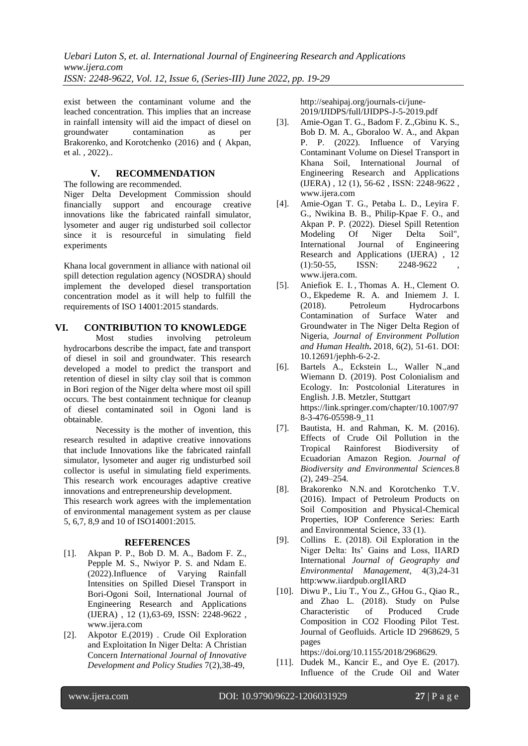exist between the contaminant volume and the leached concentration. This implies that an increase in rainfall intensity will aid the impact of diesel on groundwater contamination as per Brakorenko, and Korotchenko (2016) and ( Akpan, et al. , 2022)..

## V. RECOMMENDATION

The following are recommended.

Niger Delta Development Commission should financially support and encourage creative innovations like the fabricated rainfall simulator, lysometer and auger rig undisturbed soil collector since it is resourceful in simulating field experiments

Khana local government in alliance with national oil spill detection regulation agency (NOSDRA) should implement the developed diesel transportation concentration model as it will help to fulfill the requirements of ISO 14001:2015 standards.

## VI. CONTRIBUTION TO KNOWLEDGE

Most studies involving petroleum hydrocarbons describe the impact, fate and transport of diesel in soil and groundwater. This research developed a model to predict the transport and retention of diesel in silty clay soil that is common in Bori region of the Niger delta where most oil spill occurs. The best containment technique for cleanup of diesel contaminated soil in Ogoni land is obtainable.

Necessity is the mother of invention, this research resulted in adaptive creative innovations that include Innovations like the fabricated rainfall simulator, lysometer and auger rig undisturbed soil collector is useful in simulating field experiments. This research work encourages adaptive creative innovations and entrepreneurship development.

This research work agrees with the implementation of environmental management system as per clause 5, 6,7, 8,9 and 10 of ISO14001:2015.

## REFERENCES

[1]. Akpan P. P., Bob D. M. A., Badom F. Z., Pepple M. S., Nwiyor P. S. and Ndam E. (2022).Influence of Varying Rainfall Intensities on Spilled Diesel Transport in Bori-Ogoni Soil, International Journal of Engineering Research and Applications (IJERA) , 12 (1),63-69, ISSN: 2248-9622 , www.ijera.com

[2]. Akpotor E.(2019) . Crude Oil Exploration and Exploitation In Niger Delta: A Christian Concern *International Journal of Innovative Development and Policy Studies* 7(2),38-49, http://seahipaj.org/journals-ci/june-2019/IJIDPS/full/IJIDPS-J-5-2019.pdf

[3]. Amie-Ogan T. G., Badom F. Z.,Gbinu K. S., Bob D. M. A., Gboraloo W. A., and Akpan P. P. (2022). Influence of Varying Contaminant Volume on Diesel Transport in Khana Soil, International Journal of Engineering Research and Applications (IJERA) , 12 (1), 56-62 , ISSN: 2248-9622 , www.ijera.com

[4]. Amie-Ogan T. G., Petaba L. D., Leyira F. G., Nwikina B. B., Philip-Kpae F. O., and Akpan P. P. (2022). Diesel Spill Retention Modeling Of Niger Delta Soil", International Journal of Engineering Research and Applications (IJERA) , 12 (1):50-55, ISSN: 2248-9622 , www.ijera.com.

[5]. Aniefiok E. I. , Thomas A. H., Clement O. O., Ekpedeme R. A. and Iniemem J. I. (2018). Petroleum Hydrocarbons Contamination of Surface Water and Groundwater in The Niger Delta Region of Nigeria, *Journal of Environment Pollution and Human Health***.** 2018, 6(2), 51-61. DOI: 10.12691/jephh-6-2-2.

[6]. Bartels A., Eckstein L., Waller N.,and Wiemann D. (2019). Post Colonialism and Ecology. In: Postcolonial Literatures in English. J.B. Metzler, Stuttgart https://link.springer.com/chapter/10.1007/978-3-476-05598-9_11

[7]. Bautista, H. and Rahman, K. M. (2016). Effects of Crude Oil Pollution in the Tropical Rainforest Biodiversity of Ecuadorian Amazon Region*. Journal of Biodiversity and Environmental Sciences.*8 (2), 249–254.

[8]. Brakorenko N.N. and Korotchenko T.V. (2016). Impact of Petroleum Products on Soil Composition and Physical-Chemical Properties, IOP Conference Series: Earth and Environmental Science, 33 (1).

[9]. Collins E. (2018). Oil Exploration in the Niger Delta: Its' Gains and Loss, IIARD International *Journal of Geography and Environmental Management*, 4(3),24-31 http:www.iiardpub.orgIIARD

[10]. Diwu P., Liu T., You Z., GHou G., Qiao R., and Zhao L. (2018). Study on Pulse Characteristic of Produced Crude Composition in CO2 Flooding Pilot Test. Journal of Geofluids. Article ID 2968629, 5 pages https://doi.org/10.1155/2018/2968629.

[11]. Dudek M., Kancir E., and Oye E. (2017). Influence of the Crude Oil and Water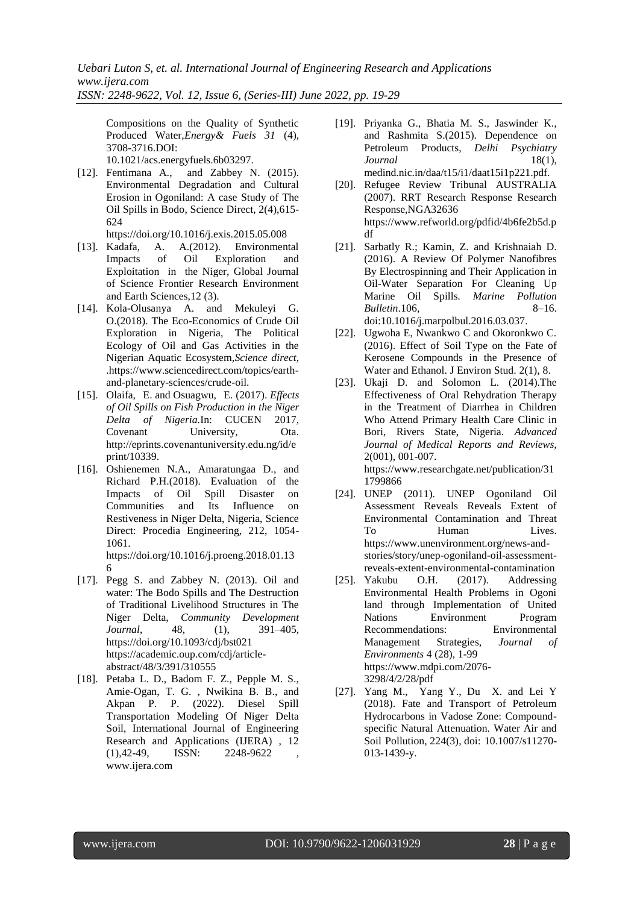Compositions on the Quality of Synthetic Produced Water,*Energy& Fuels 31* (4), 3708-3716.DOI: 10.1021/acs.energyfuels.6b03297.

[12]. Fentimana A., and Zabbey N. (2015). Environmental Degradation and Cultural Erosion in Ogoniland: A case Study of The Oil Spills in Bodo, Science Direct, 2(4),615-624 https://doi.org/10.1016/j.exis.2015.05.008

[13]. Kadafa, A. A.(2012). Environmental Impacts of Oil Exploration and Exploitation in the Niger, Global Journal of Science Frontier Research Environment and Earth Sciences,12 (3).

[14]. Kola-Olusanya A. and Mekuleyi G. O.(2018). The Eco-Economics of Crude Oil Exploration in Nigeria, The Political Ecology of Oil and Gas Activities in the Nigerian Aquatic Ecosystem,*Science direct*, .https://www.sciencedirect.com/topics/earth-and-planetary-sciences/crude-oil.

[15]. Olaifa, E. and Osuagwu, E. (2017). *Effects of Oil Spills on Fish Production in the Niger Delta of Nigeria.*In: CUCEN 2017, Covenant University, Ota. http://eprints.covenantuniversity.edu.ng/id/eprint/10339.

[16]. Oshienemen N.A., Amaratungaa D., and Richard P.H.(2018). Evaluation of the Impacts of Oil Spill Disaster on Communities and Its Influence on Restiveness in Niger Delta, Nigeria, Science Direct: Procedia Engineering, 212, 1054-1061. https://doi.org/10.1016/j.proeng.2018.01.136

[17]. Pegg S. and Zabbey N. (2013). Oil and water: The Bodo Spills and The Destruction of Traditional Livelihood Structures in The Niger Delta, *Community Development Journal*, 48, (1), 391–405, https://doi.org/10.1093/cdj/bst021 https://academic.oup.com/cdj/article-abstract/48/3/391/310555

[18]. Petaba L. D., Badom F. Z., Pepple M. S., Amie-Ogan, T. G. , Nwikina B. B., and Akpan P. P. (2022). Diesel Spill Transportation Modeling Of Niger Delta Soil, International Journal of Engineering Research and Applications (IJERA) , 12 (1),42-49, ISSN: 2248-9622 , www.ijera.com

[19]. Priyanka G., Bhatia M. S., Jaswinder K., and Rashmita S.(2015). Dependence on Petroleum Products, *Delhi Psychiatry Journal* 18(1), medind.nic.in/daa/t15/i1/daat15i1p221.pdf.

[20]. Refugee Review Tribunal AUSTRALIA (2007). RRT Research Response Research Response,NGA32636 https://www.refworld.org/pdfid/4b6fe2b5d.pdf

[21]. Sarbatly R.; Kamin, Z. and Krishnaiah D. (2016). A Review Of Polymer Nanofibres By Electrospinning and Their Application in Oil-Water Separation For Cleaning Up Marine Oil Spills. *Marine Pollution Bulletin*.106, 8–16. doi:10.1016/j.marpolbul.2016.03.037.

[22]. Ugwoha E, Nwankwo C and Okoronkwo C. (2016). Effect of Soil Type on the Fate of Kerosene Compounds in the Presence of Water and Ethanol. J Environ Stud. 2(1), 8.

[23]. Ukaji D. and Solomon L. (2014).The Effectiveness of Oral Rehydration Therapy in the Treatment of Diarrhea in Children Who Attend Primary Health Care Clinic in Bori, Rivers State, Nigeria. *Advanced Journal of Medical Reports and Reviews*, 2(001), 001-007. https://www.researchgate.net/publication/311799866

[24]. UNEP (2011). UNEP Ogoniland Oil Assessment Reveals Reveals Extent of Environmental Contamination and Threat To Human Lives. https://www.unenvironment.org/news-and-stories/story/unep-ogoniland-oil-assessment-reveals-extent-environmental-contamination

[25]. Yakubu O.H. (2017). Addressing Environmental Health Problems in Ogoni land through Implementation of United Nations Environment Program Recommendations: Environmental Management Strategies, *Journal of Environments* 4 (28), 1-99 https://www.mdpi.com/2076-3298/4/2/28/pdf

[27]. Yang M., Yang Y., Du X. and Lei Y (2018). Fate and Transport of Petroleum Hydrocarbons in Vadose Zone: Compound-specific Natural Attenuation. Water Air and Soil Pollution, 224(3), doi: 10.1007/s11270-013-1439-y.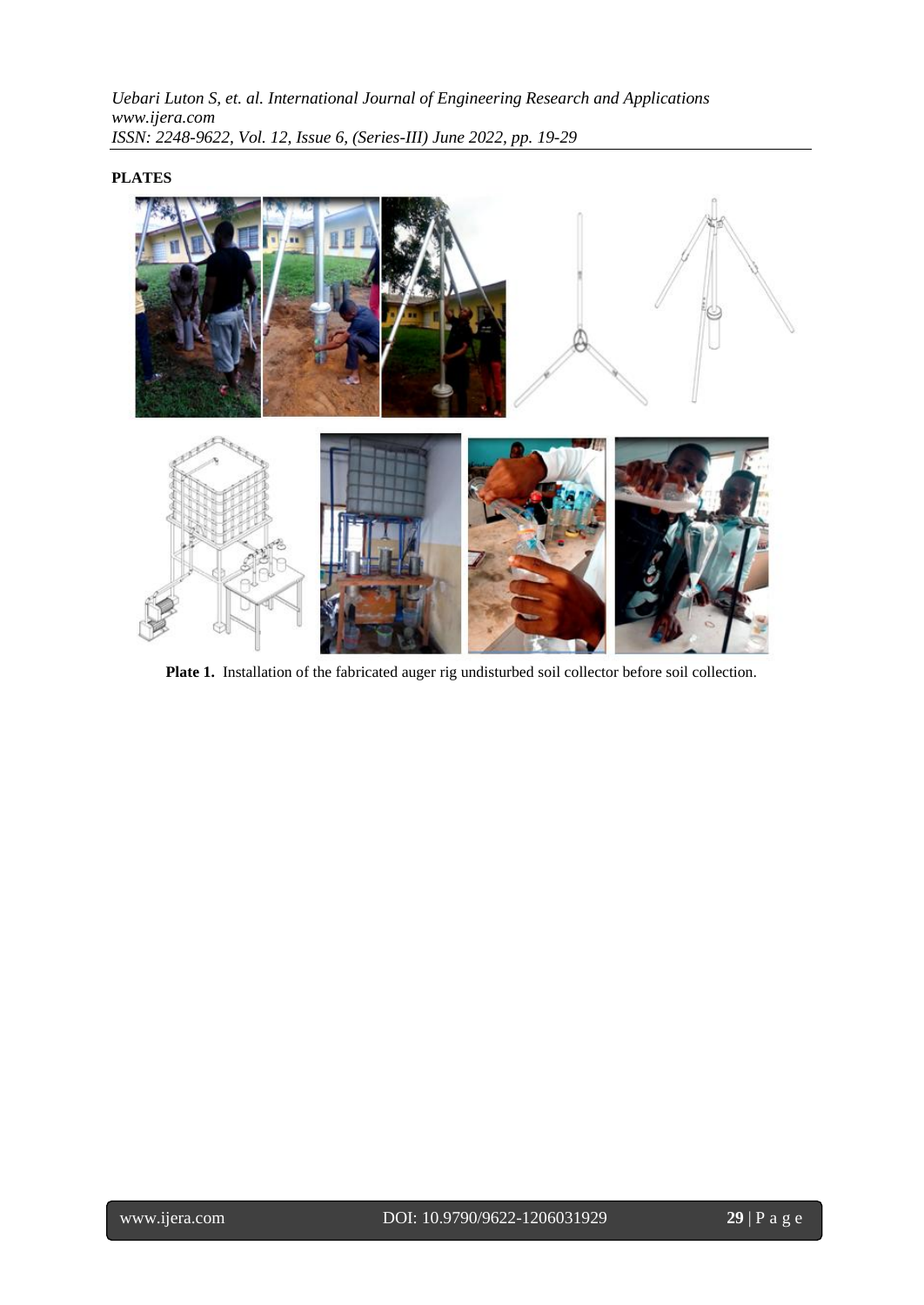**PLATES**

**Plate 1.** Installation of the fabricated auger rig undisturbed soil collector before soil collection.